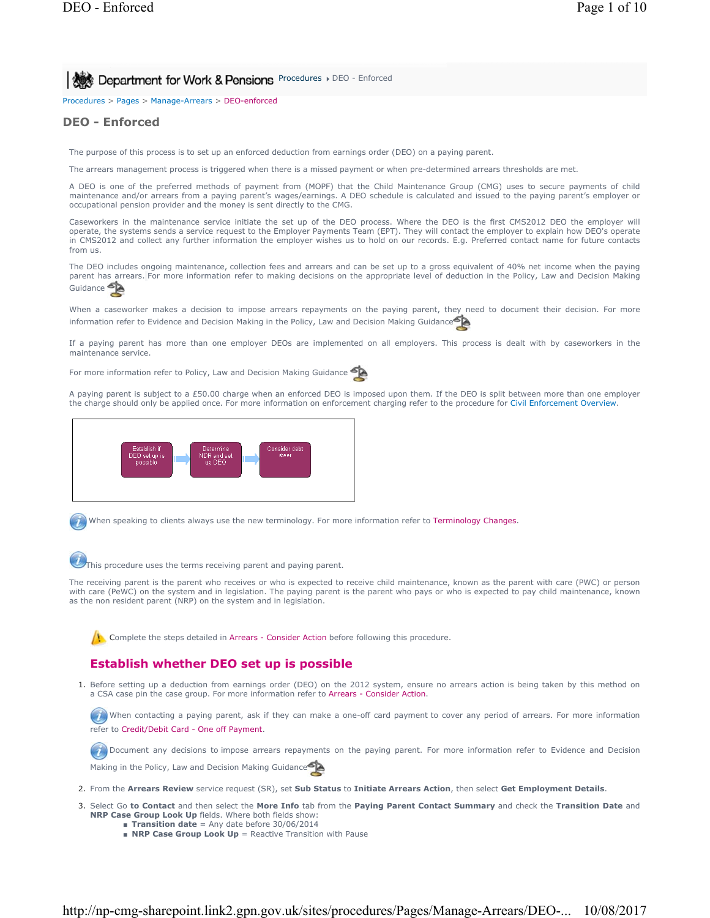Procedures > Pages > Manage-Arrears > DEO-enforced

# DEO - Enforced

The purpose of this process is to set up an enforced deduction from earnings order (DEO) on a paying parent.

The arrears management process is triggered when there is a missed payment or when pre-determined arrears thresholds are met.

A DEO is one of the preferred methods of payment from (MOPF) that the Child Maintenance Group (CMG) uses to secure payments of child maintenance and/or arrears from a paying parent's wages/earnings. A DEO schedule is calculated and issued to the paying parent's employer or occupational pension provider and the money is sent directly to the CMG.

Caseworkers in the maintenance service initiate the set up of the DEO process. Where the DEO is the first CMS2012 DEO the employer will operate, the systems sends a service request to the Employer Payments Team (EPT). They will contact the employer to explain how DEO's operate in CMS2012 and collect any further information the employer wishes us to hold on our records. E.g. Preferred contact name for future contacts from us.

The DEO includes ongoing maintenance, collection fees and arrears and can be set up to a gross equivalent of 40% net income when the paying parent has arrears. For more information refer to making decisions on the appropriate level of deduction in the Policy, Law and Decision Making Guidance

When a caseworker makes a decision to impose arrears repayments on the paying parent, they need to document their decision. For more information refer to Evidence and Decision Making in the Policy, Law and Decision Making Guidance

If a paying parent has more than one employer DEOs are implemented on all employers. This process is dealt with by caseworkers in the maintenance service.

For more information refer to Policy, Law and Decision Making Guidance

A paying parent is subject to a £50.00 charge when an enforced DEO is imposed upon them. If the DEO is split between more than one employer the charge should only be applied once. For more information on enforcement charging refer to the procedure for Civil Enforcement Overview.

Establish if DEO set up is possible → Determine NDR and set up DEO → Consider debt steer

When speaking to clients always use the new terminology. For more information refer to Terminology Changes.

This procedure uses the terms receiving parent and paying parent.

The receiving parent is the parent who receives or who is expected to receive child maintenance, known as the parent with care (PWC) or person with care (PeWC) on the system and in legislation. The paying parent is the parent who pays or who is expected to pay child maintenance, known as the non resident parent (NRP) on the system and in legislation.

Complete the steps detailed in Arrears - Consider Action before following this procedure.

## Establish whether DEO set up is possible

1. Before setting up a deduction from earnings order (DEO) on the 2012 system, ensure no arrears action is being taken by this method on a CSA case pin the case group. For more information refer to Arrears - Consider Action.

   When contacting a paying parent, ask if they can make a one-off card payment to cover any period of arrears. For more information refer to Credit/Debit Card - One off Payment.

   Document any decisions to impose arrears repayments on the paying parent. For more information refer to Evidence and Decision Making in the Policy, Law and Decision Making Guidance

2. From the **Arrears Review** service request (SR), set **Sub Status** to **Initiate Arrears Action**, then select **Get Employment Details**.
3. Select Go **to Contact** and then select the **More Info** tab from the **Paying Parent Contact Summary** and check the **Transition Date** and **NRP Case Group Look Up** fields. Where both fields show:
   - **Transition date** = Any date before 30/06/2014
   - **NRP Case Group Look Up** = Reactive Transition with Pause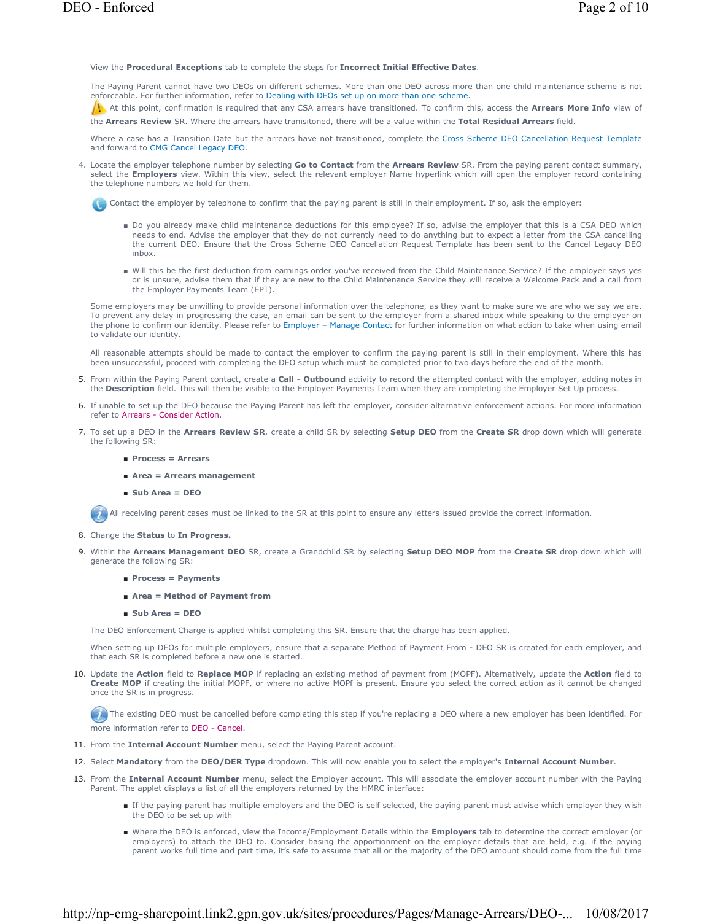View the **Procedural Exceptions** tab to complete the steps for **Incorrect Initial Effective Dates**.

The Paying Parent cannot have two DEOs on different schemes. More than one DEO across more than one child maintenance scheme is not enforceable. For further information, refer to Dealing with DEOs set up on more than one scheme.

At this point, confirmation is required that any CSA arrears have transitioned. To confirm this, access the **Arrears More Info** view of the **Arrears Review** SR. Where the arrears have tranisitoned, there will be a value within the **Total Residual Arrears** field.

Where a case has a Transition Date but the arrears have not transitioned, complete the Cross Scheme DEO Cancellation Request Template and forward to CMG Cancel Legacy DEO.

4. Locate the employer telephone number by selecting **Go to Contact** from the **Arrears Review** SR. From the paying parent contact summary, select the **Employers** view. Within this view, select the relevant employer Name hyperlink which will open the employer record containing the telephone numbers we hold for them.

   Contact the employer by telephone to confirm that the paying parent is still in their employment. If so, ask the employer:

   - Do you already make child maintenance deductions for this employee? If so, advise the employer that this is a CSA DEO which needs to end. Advise the employer that they do not currently need to do anything but to expect a letter from the CSA cancelling the current DEO. Ensure that the Cross Scheme DEO Cancellation Request Template has been sent to the Cancel Legacy DEO inbox.
   - Will this be the first deduction from earnings order you've received from the Child Maintenance Service? If the employer says yes or is unsure, advise them that if they are new to the Child Maintenance Service they will receive a Welcome Pack and a call from the Employer Payments Team (EPT).

   Some employers may be unwilling to provide personal information over the telephone, as they want to make sure we are who we say we are. To prevent any delay in progressing the case, an email can be sent to the employer from a shared inbox while speaking to the employer on the phone to confirm our identity. Please refer to Employer – Manage Contact for further information on what action to take when using email to validate our identity.

   All reasonable attempts should be made to contact the employer to confirm the paying parent is still in their employment. Where this has been unsuccessful, proceed with completing the DEO setup which must be completed prior to two days before the end of the month.

5. From within the Paying Parent contact, create a **Call - Outbound** activity to record the attempted contact with the employer, adding notes in the **Description** field. This will then be visible to the Employer Payments Team when they are completing the Employer Set Up process.
6. If unable to set up the DEO because the Paying Parent has left the employer, consider alternative enforcement actions. For more information refer to Arrears - Consider Action.
7. To set up a DEO in the **Arrears Review SR**, create a child SR by selecting **Setup DEO** from the **Create SR** drop down which will generate the following SR:

   - **Process = Arrears**
   - **Area = Arrears management**
   - **Sub Area = DEO**

   All receiving parent cases must be linked to the SR at this point to ensure any letters issued provide the correct information.

8. Change the **Status** to **In Progress.**
9. Within the **Arrears Management DEO** SR, create a Grandchild SR by selecting **Setup DEO MOP** from the **Create SR** drop down which will generate the following SR:

   - **Process = Payments**
   - **Area = Method of Payment from**
   - **Sub Area = DEO**

   The DEO Enforcement Charge is applied whilst completing this SR. Ensure that the charge has been applied.

   When setting up DEOs for multiple employers, ensure that a separate Method of Payment From - DEO SR is created for each employer, and that each SR is completed before a new one is started.

10. Update the **Action** field to **Replace MOP** if replacing an existing method of payment from (MOPF). Alternatively, update the **Action** field to **Create MOP** if creating the initial MOPF, or where no active MOPf is present. Ensure you select the correct action as it cannot be changed once the SR is in progress.

    The existing DEO must be cancelled before completing this step if you're replacing a DEO where a new employer has been identified. For more information refer to DEO - Cancel.

11. From the **Internal Account Number** menu, select the Paying Parent account.
12. Select **Mandatory** from the **DEO/DER Type** dropdown. This will now enable you to select the employer's **Internal Account Number**.
13. From the **Internal Account Number** menu, select the Employer account. This will associate the employer account number with the Paying Parent. The applet displays a list of all the employers returned by the HMRC interface:

    - If the paying parent has multiple employers and the DEO is self selected, the paying parent must advise which employer they wish the DEO to be set up with
    - Where the DEO is enforced, view the Income/Employment Details within the **Employers** tab to determine the correct employer (or employers) to attach the DEO to. Consider basing the apportionment on the employer details that are held, e.g. if the paying parent works full time and part time, it's safe to assume that all or the majority of the DEO amount should come from the full time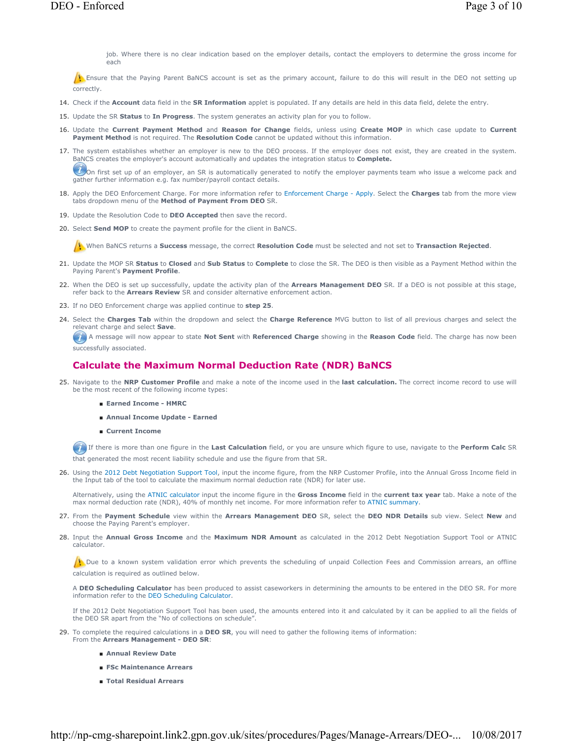job. Where there is no clear indication based on the employer details, contact the employers to determine the gross income for each

Ensure that the Paying Parent BaNCS account is set as the primary account, failure to do this will result in the DEO not setting up correctly.

14. Check if the **Account** data field in the **SR Information** applet is populated. If any details are held in this data field, delete the entry.
15. Update the SR **Status** to **In Progress**. The system generates an activity plan for you to follow.
16. Update the **Current Payment Method** and **Reason for Change** fields, unless using **Create MOP** in which case update to **Current Payment Method** is not required. The **Resolution Code** cannot be updated without this information.
17. The system establishes whether an employer is new to the DEO process. If the employer does not exist, they are created in the system. BaNCS creates the employer's account automatically and updates the integration status to **Complete.**

    On first set up of an employer, an SR is automatically generated to notify the employer payments team who issue a welcome pack and gather further information e.g. fax number/payroll contact details.

18. Apply the DEO Enforcement Charge. For more information refer to Enforcement Charge - Apply. Select the **Charges** tab from the more view tabs dropdown menu of the **Method of Payment From DEO** SR.
19. Update the Resolution Code to **DEO Accepted** then save the record.
20. Select **Send MOP** to create the payment profile for the client in BaNCS.

    When BaNCS returns a **Success** message, the correct **Resolution Code** must be selected and not set to **Transaction Rejected**.

21. Update the MOP SR **Status** to **Closed** and **Sub Status** to **Complete** to close the SR. The DEO is then visible as a Payment Method within the Paying Parent's **Payment Profile**.
22. When the DEO is set up successfully, update the activity plan of the **Arrears Management DEO** SR. If a DEO is not possible at this stage, refer back to the **Arrears Review** SR and consider alternative enforcement action.
23. If no DEO Enforcement charge was applied continue to **step 25**.
24. Select the **Charges Tab** within the dropdown and select the **Charge Reference** MVG button to list of all previous charges and select the relevant charge and select **Save**.

    A message will now appear to state **Not Sent** with **Referenced Charge** showing in the **Reason Code** field. The charge has now been successfully associated.

## Calculate the Maximum Normal Deduction Rate (NDR) BaNCS

25. Navigate to the **NRP Customer Profile** and make a note of the income used in the **last calculation.** The correct income record to use will be the most recent of the following income types:
    - **Earned Income - HMRC**
    - **Annual Income Update - Earned**
    - **Current Income**

    If there is more than one figure in the **Last Calculation** field, or you are unsure which figure to use, navigate to the **Perform Calc** SR that generated the most recent liability schedule and use the figure from that SR.

26. Using the 2012 Debt Negotiation Support Tool, input the income figure, from the NRP Customer Profile, into the Annual Gross Income field in the Input tab of the tool to calculate the maximum normal deduction rate (NDR) for later use.

    Alternatively, using the ATNIC calculator input the income figure in the **Gross Income** field in the **current tax year** tab. Make a note of the max normal deduction rate (NDR), 40% of monthly net income. For more information refer to ATNIC summary.

27. From the **Payment Schedule** view within the **Arrears Management DEO** SR, select the **DEO NDR Details** sub view. Select **New** and choose the Paying Parent's employer.
28. Input the **Annual Gross Income** and the **Maximum NDR Amount** as calculated in the 2012 Debt Negotiation Support Tool or ATNIC calculator.

    Due to a known system validation error which prevents the scheduling of unpaid Collection Fees and Commission arrears, an offline calculation is required as outlined below.

    A **DEO Scheduling Calculator** has been produced to assist caseworkers in determining the amounts to be entered in the DEO SR. For more information refer to the DEO Scheduling Calculator.

    If the 2012 Debt Negotiation Support Tool has been used, the amounts entered into it and calculated by it can be applied to all the fields of the DEO SR apart from the "No of collections on schedule".

29. To complete the required calculations in a **DEO SR**, you will need to gather the following items of information:
    From the **Arrears Management - DEO SR**:
    - **Annual Review Date**
    - **FSc Maintenance Arrears**
    - **Total Residual Arrears**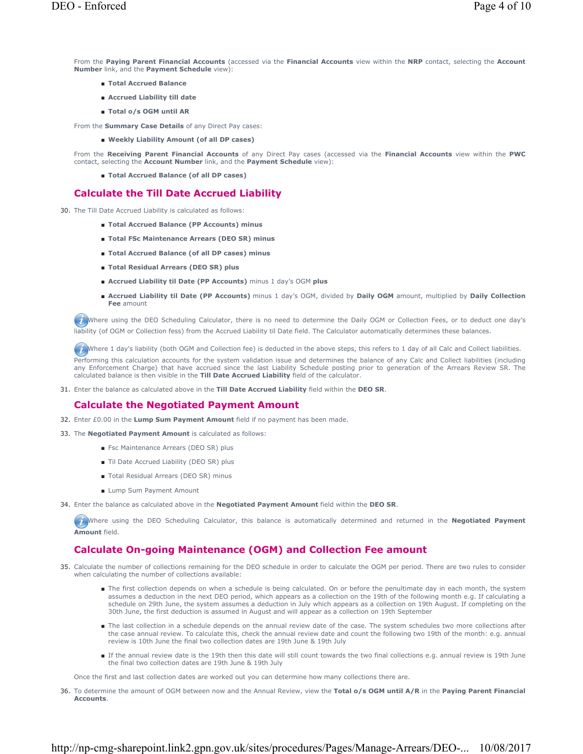From the **Paying Parent Financial Accounts** (accessed via the **Financial Accounts** view within the **NRP** contact, selecting the **Account Number** link, and the **Payment Schedule** view):

- **Total Accrued Balance**
- **Accrued Liability till date**
- **Total o/s OGM until AR**

From the **Summary Case Details** of any Direct Pay cases:

- **Weekly Liability Amount (of all DP cases)**

From the **Receiving Parent Financial Accounts** of any Direct Pay cases (accessed via the **Financial Accounts** view within the **PWC** contact, selecting the **Account Number** link, and the **Payment Schedule** view):

- **Total Accrued Balance (of all DP cases)**

## Calculate the Till Date Accrued Liability

30. The Till Date Accrued Liability is calculated as follows:

    - **Total Accrued Balance (PP Accounts)** minus
    - **Total FSc Maintenance Arrears (DEO SR)** minus
    - **Total Accrued Balance (of all DP cases)** minus
    - **Total Residual Arrears (DEO SR)** plus
    - **Accrued Liability til Date (PP Accounts)** minus 1 day's OGM **plus**
    - **Accrued Liability til Date (PP Accounts)** minus 1 day's OGM, divided by **Daily OGM** amount, multiplied by **Daily Collection Fee** amount

    Where using the DEO Scheduling Calculator, there is no need to determine the Daily OGM or Collection Fees, or to deduct one day's liability (of OGM or Collection fess) from the Accrued Liability til Date field. The Calculator automatically determines these balances.

    Where 1 day's liability (both OGM and Collection fee) is deducted in the above steps, this refers to 1 day of all Calc and Collect liabilities. Performing this calculation accounts for the system validation issue and determines the balance of any Calc and Collect liabilities (including any Enforcement Charge) that have accrued since the last Liability Schedule posting prior to generation of the Arrears Review SR. The calculated balance is then visible in the **Till Date Accrued Liability** field of the calculator.

31. Enter the balance as calculated above in the **Till Date Accrued Liability** field within the **DEO SR**.

## Calculate the Negotiated Payment Amount

32. Enter £0.00 in the **Lump Sum Payment Amount** field if no payment has been made.
33. The **Negotiated Payment Amount** is calculated as follows:

    - Fsc Maintenance Arrears (DEO SR) plus
    - Til Date Accrued Liability (DEO SR) plus
    - Total Residual Arrears (DEO SR) minus
    - Lump Sum Payment Amount

34. Enter the balance as calculated above in the **Negotiated Payment Amount** field within the **DEO SR**.

    Where using the DEO Scheduling Calculator, this balance is automatically determined and returned in the **Negotiated Payment Amount** field.

## Calculate On-going Maintenance (OGM) and Collection Fee amount

35. Calculate the number of collections remaining for the DEO schedule in order to calculate the OGM per period. There are two rules to consider when calculating the number of collections available:

    - The first collection depends on when a schedule is being calculated. On or before the penultimate day in each month, the system assumes a deduction in the next DEO period, which appears as a collection on the 19th of the following month e.g. If calculating a schedule on 29th June, the system assumes a deduction in July which appears as a collection on 19th August. If completing on the 30th June, the first deduction is assumed in August and will appear as a collection on 19th September
    - The last collection in a schedule depends on the annual review date of the case. The system schedules two more collections after the case annual review. To calculate this, check the annual review date and count the following two 19th of the month: e.g. annual review is 10th June the final two collection dates are 19th June & 19th July
    - If the annual review date is the 19th then this date will still count towards the two final collections e.g. annual review is 19th June the final two collection dates are 19th June & 19th July

    Once the first and last collection dates are worked out you can determine how many collections there are.

36. To determine the amount of OGM between now and the Annual Review, view the **Total o/s OGM until A/R** in the **Paying Parent Financial Accounts**.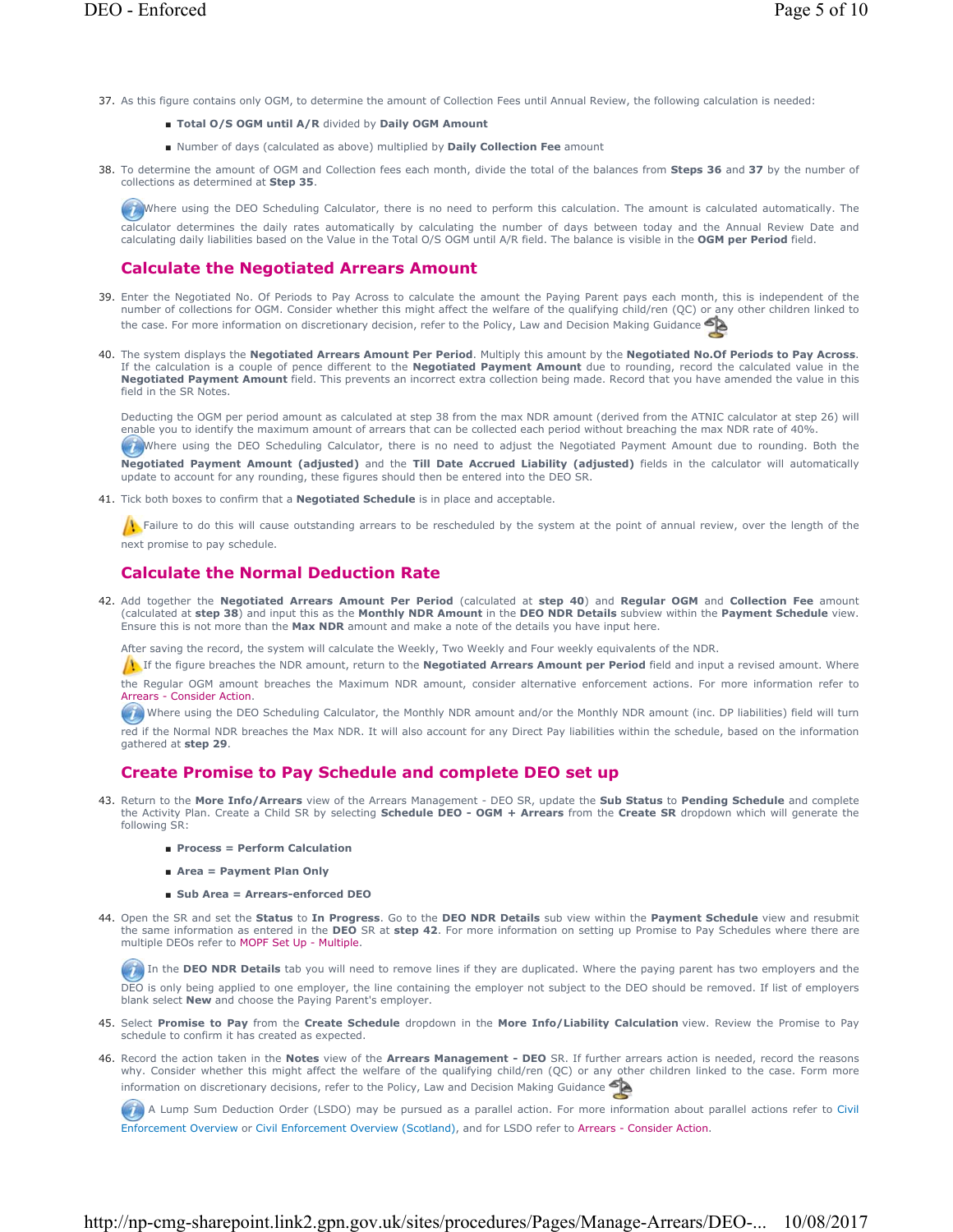37. As this figure contains only OGM, to determine the amount of Collection Fees until Annual Review, the following calculation is needed:

    - **Total O/S OGM until A/R** divided by **Daily OGM Amount**
    - Number of days (calculated as above) multiplied by **Daily Collection Fee** amount

38. To determine the amount of OGM and Collection fees each month, divide the total of the balances from **Steps 36** and **37** by the number of collections as determined at **Step 35**.

    Where using the DEO Scheduling Calculator, there is no need to perform this calculation. The amount is calculated automatically. The calculator determines the daily rates automatically by calculating the number of days between today and the Annual Review Date and calculating daily liabilities based on the Value in the Total O/S OGM until A/R field. The balance is visible in the **OGM per Period** field.

## Calculate the Negotiated Arrears Amount

39. Enter the Negotiated No. Of Periods to Pay Across to calculate the amount the Paying Parent pays each month, this is independent of the number of collections for OGM. Consider whether this might affect the welfare of the qualifying child/ren (QC) or any other children linked to the case. For more information on discretionary decision, refer to the Policy, Law and Decision Making Guidance

40. The system displays the **Negotiated Arrears Amount Per Period**. Multiply this amount by the **Negotiated No.Of Periods to Pay Across**. If the calculation is a couple of pence different to the **Negotiated Payment Amount** due to rounding, record the calculated value in the **Negotiated Payment Amount** field. This prevents an incorrect extra collection being made. Record that you have amended the value in this field in the SR Notes.

    Deducting the OGM per period amount as calculated at step 38 from the max NDR amount (derived from the ATNIC calculator at step 26) will enable you to identify the maximum amount of arrears that can be collected each period without breaching the max NDR rate of 40%.

    Where using the DEO Scheduling Calculator, there is no need to adjust the Negotiated Payment Amount due to rounding. Both the **Negotiated Payment Amount (adjusted)** and the **Till Date Accrued Liability (adjusted)** fields in the calculator will automatically update to account for any rounding, these figures should then be entered into the DEO SR.

41. Tick both boxes to confirm that a **Negotiated Schedule** is in place and acceptable.

    Failure to do this will cause outstanding arrears to be rescheduled by the system at the point of annual review, over the length of the next promise to pay schedule.

## Calculate the Normal Deduction Rate

42. Add together the **Negotiated Arrears Amount Per Period** (calculated at **step 40**) and **Regular OGM** and **Collection Fee** amount (calculated at **step 38**) and input this as the **Monthly NDR Amount** in the **DEO NDR Details** subview within the **Payment Schedule** view. Ensure this is not more than the **Max NDR** amount and make a note of the details you have input here.

    After saving the record, the system will calculate the Weekly, Two Weekly and Four weekly equivalents of the NDR.

    If the figure breaches the NDR amount, return to the **Negotiated Arrears Amount per Period** field and input a revised amount. Where the Regular OGM amount breaches the Maximum NDR amount, consider alternative enforcement actions. For more information refer to Arrears - Consider Action.

    Where using the DEO Scheduling Calculator, the Monthly NDR amount and/or the Monthly NDR amount (inc. DP liabilities) field will turn red if the Normal NDR breaches the Max NDR. It will also account for any Direct Pay liabilities within the schedule, based on the information gathered at **step 29**.

## Create Promise to Pay Schedule and complete DEO set up

43. Return to the **More Info/Arrears** view of the Arrears Management - DEO SR, update the **Sub Status** to **Pending Schedule** and complete the Activity Plan. Create a Child SR by selecting **Schedule DEO - OGM + Arrears** from the **Create SR** dropdown which will generate the following SR:

    - **Process = Perform Calculation**
    - **Area = Payment Plan Only**
    - **Sub Area = Arrears-enforced DEO**

44. Open the SR and set the **Status** to **In Progress**. Go to the **DEO NDR Details** sub view within the **Payment Schedule** view and resubmit the same information as entered in the **DEO** SR at **step 42**. For more information on setting up Promise to Pay Schedules where there are multiple DEOs refer to MOPF Set Up - Multiple.

    In the **DEO NDR Details** tab you will need to remove lines if they are duplicated. Where the paying parent has two employers and the DEO is only being applied to one employer, the line containing the employer not subject to the DEO should be removed. If list of employers blank select **New** and choose the Paying Parent's employer.

45. Select **Promise to Pay** from the **Create Schedule** dropdown in the **More Info/Liability Calculation** view. Review the Promise to Pay schedule to confirm it has created as expected.

46. Record the action taken in the **Notes** view of the **Arrears Management - DEO** SR. If further arrears action is needed, record the reasons why. Consider whether this might affect the welfare of the qualifying child/ren (QC) or any other children linked to the case. Form more information on discretionary decisions, refer to the Policy, Law and Decision Making Guidance

    A Lump Sum Deduction Order (LSDO) may be pursued as a parallel action. For more information about parallel actions refer to Civil Enforcement Overview or Civil Enforcement Overview (Scotland), and for LSDO refer to Arrears - Consider Action.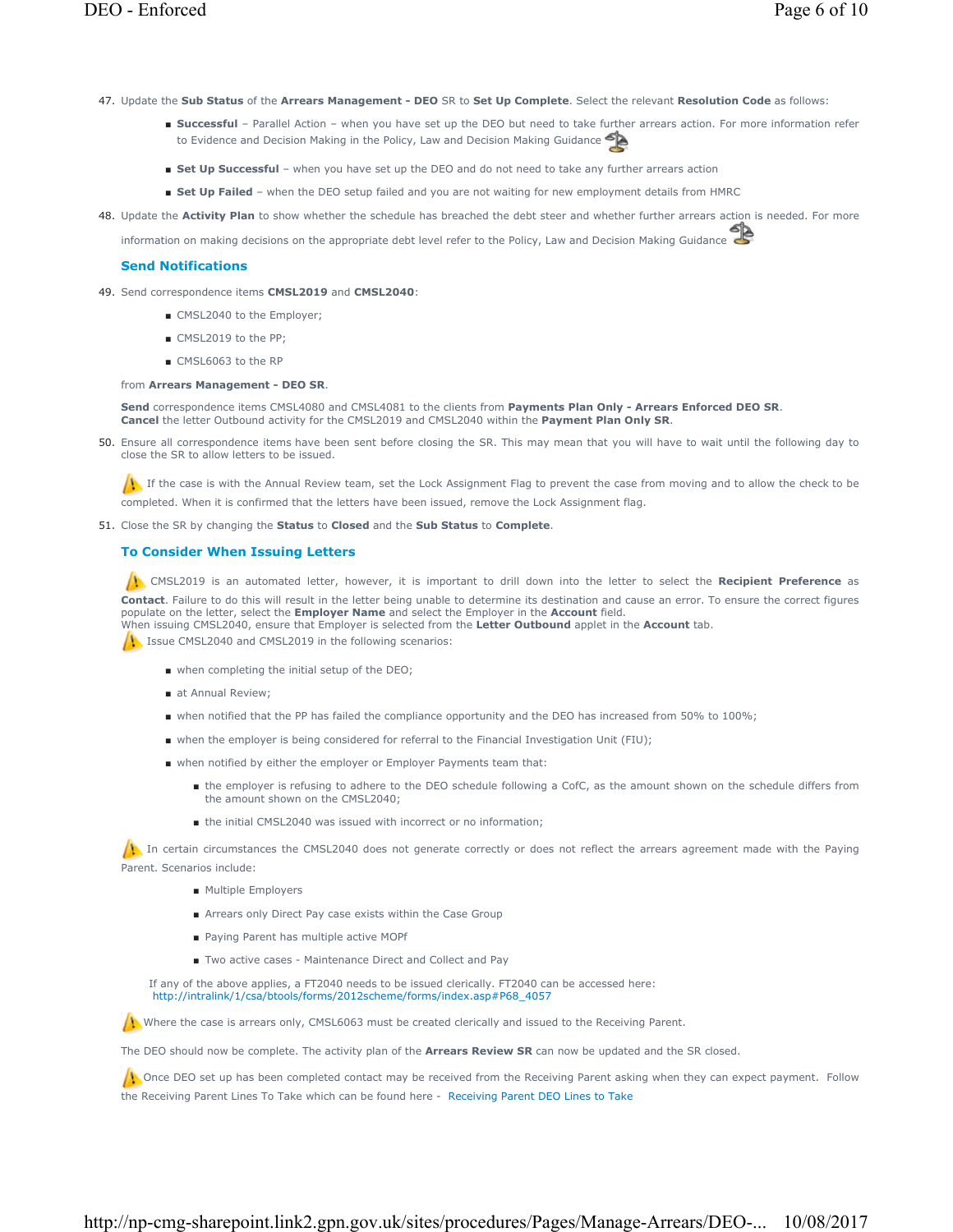47. Update the **Sub Status** of the **Arrears Management - DEO** SR to **Set Up Complete**. Select the relevant **Resolution Code** as follows:
    - **Successful** – Parallel Action – when you have set up the DEO but need to take further arrears action. For more information refer to Evidence and Decision Making in the Policy, Law and Decision Making Guidance
    - **Set Up Successful** – when you have set up the DEO and do not need to take any further arrears action
    - **Set Up Failed** – when the DEO setup failed and you are not waiting for new employment details from HMRC
48. Update the **Activity Plan** to show whether the schedule has breached the debt steer and whether further arrears action is needed. For more information on making decisions on the appropriate debt level refer to the Policy, Law and Decision Making Guidance

### Send Notifications

49. Send correspondence items **CMSL2019** and **CMSL2040**:
    - CMSL2040 to the Employer;
    - CMSL2019 to the PP;
    - CMSL6063 to the RP

    from **Arrears Management - DEO SR**.

    **Send** correspondence items CMSL4080 and CMSL4081 to the clients from **Payments Plan Only - Arrears Enforced DEO SR**.
    **Cancel** the letter Outbound activity for the CMSL2019 and CMSL2040 within the **Payment Plan Only SR**.
50. Ensure all correspondence items have been sent before closing the SR. This may mean that you will have to wait until the following day to close the SR to allow letters to be issued.

    If the case is with the Annual Review team, set the Lock Assignment Flag to prevent the case from moving and to allow the check to be completed. When it is confirmed that the letters have been issued, remove the Lock Assignment flag.
51. Close the SR by changing the **Status** to **Closed** and the **Sub Status** to **Complete**.

### To Consider When Issuing Letters

CMSL2019 is an automated letter, however, it is important to drill down into the letter to select the **Recipient Preference** as **Contact**. Failure to do this will result in the letter being unable to determine its destination and cause an error. To ensure the correct figures populate on the letter, select the **Employer Name** and select the Employer in the **Account** field.
When issuing CMSL2040, ensure that Employer is selected from the **Letter Outbound** applet in the **Account** tab.

Issue CMSL2040 and CMSL2019 in the following scenarios:

- when completing the initial setup of the DEO;
- at Annual Review;
- when notified that the PP has failed the compliance opportunity and the DEO has increased from 50% to 100%;
- when the employer is being considered for referral to the Financial Investigation Unit (FIU);
- when notified by either the employer or Employer Payments team that:
    - the employer is refusing to adhere to the DEO schedule following a CofC, as the amount shown on the schedule differs from the amount shown on the CMSL2040;
    - the initial CMSL2040 was issued with incorrect or no information;

In certain circumstances the CMSL2040 does not generate correctly or does not reflect the arrears agreement made with the Paying Parent. Scenarios include:

- Multiple Employers
- Arrears only Direct Pay case exists within the Case Group
- Paying Parent has multiple active MOPf
- Two active cases - Maintenance Direct and Collect and Pay

If any of the above applies, a FT2040 needs to be issued clerically. FT2040 can be accessed here:
http://intralink/1/csa/btools/forms/2012scheme/forms/index.asp#P68_4057

Where the case is arrears only, CMSL6063 must be created clerically and issued to the Receiving Parent.

The DEO should now be complete. The activity plan of the **Arrears Review SR** can now be updated and the SR closed.

Once DEO set up has been completed contact may be received from the Receiving Parent asking when they can expect payment. Follow the Receiving Parent Lines To Take which can be found here - Receiving Parent DEO Lines to Take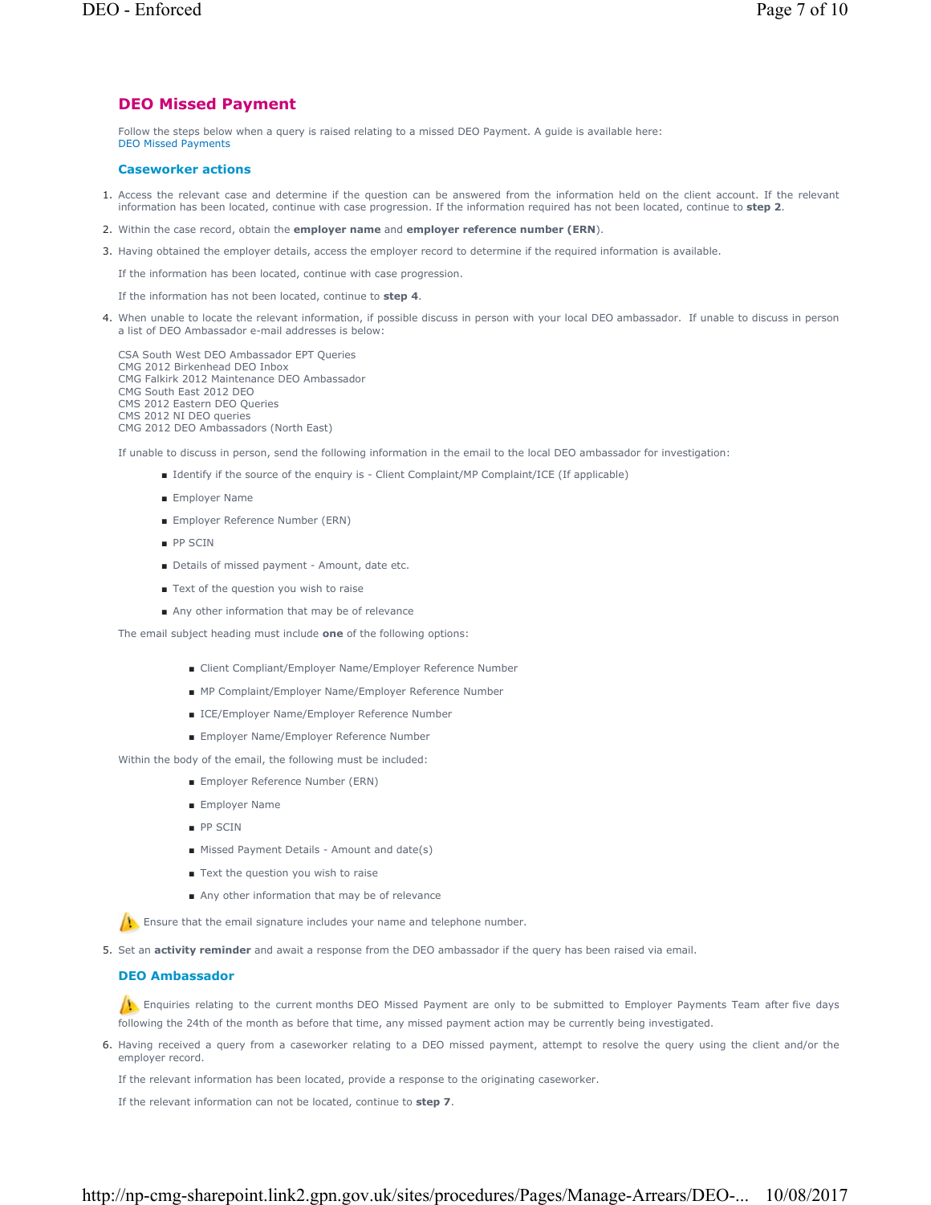## DEO Missed Payment

Follow the steps below when a query is raised relating to a missed DEO Payment. A guide is available here:
DEO Missed Payments

### Caseworker actions

1. Access the relevant case and determine if the question can be answered from the information held on the client account. If the relevant information has been located, continue with case progression. If the information required has not been located, continue to **step 2**.
2. Within the case record, obtain the **employer name** and **employer reference number (ERN)**.
3. Having obtained the employer details, access the employer record to determine if the required information is available.

   If the information has been located, continue with case progression.

   If the information has not been located, continue to **step 4**.
4. When unable to locate the relevant information, if possible discuss in person with your local DEO ambassador. If unable to discuss in person a list of DEO Ambassador e-mail addresses is below:

   CSA South West DEO Ambassador EPT Queries
   CMG 2012 Birkenhead DEO Inbox
   CMG Falkirk 2012 Maintenance DEO Ambassador
   CMG South East 2012 DEO
   CMS 2012 Eastern DEO Queries
   CMS 2012 NI DEO queries
   CMG 2012 DEO Ambassadors (North East)

   If unable to discuss in person, send the following information in the email to the local DEO ambassador for investigation:

   - Identify if the source of the enquiry is - Client Complaint/MP Complaint/ICE (If applicable)
   - Employer Name
   - Employer Reference Number (ERN)
   - PP SCIN
   - Details of missed payment - Amount, date etc.
   - Text of the question you wish to raise
   - Any other information that may be of relevance

   The email subject heading must include **one** of the following options:

   - Client Compliant/Employer Name/Employer Reference Number
   - MP Complaint/Employer Name/Employer Reference Number
   - ICE/Employer Name/Employer Reference Number
   - Employer Name/Employer Reference Number

   Within the body of the email, the following must be included:

   - Employer Reference Number (ERN)
   - Employer Name
   - PP SCIN
   - Missed Payment Details - Amount and date(s)
   - Text the question you wish to raise
   - Any other information that may be of relevance

   ⚠ Ensure that the email signature includes your name and telephone number.
5. Set an **activity reminder** and await a response from the DEO ambassador if the query has been raised via email.

### DEO Ambassador

⚠ Enquiries relating to the current months DEO Missed Payment are only to be submitted to Employer Payments Team after five days following the 24th of the month as before that time, any missed payment action may be currently being investigated.

6. Having received a query from a caseworker relating to a DEO missed payment, attempt to resolve the query using the client and/or the employer record.

   If the relevant information has been located, provide a response to the originating caseworker.

   If the relevant information can not be located, continue to **step 7**.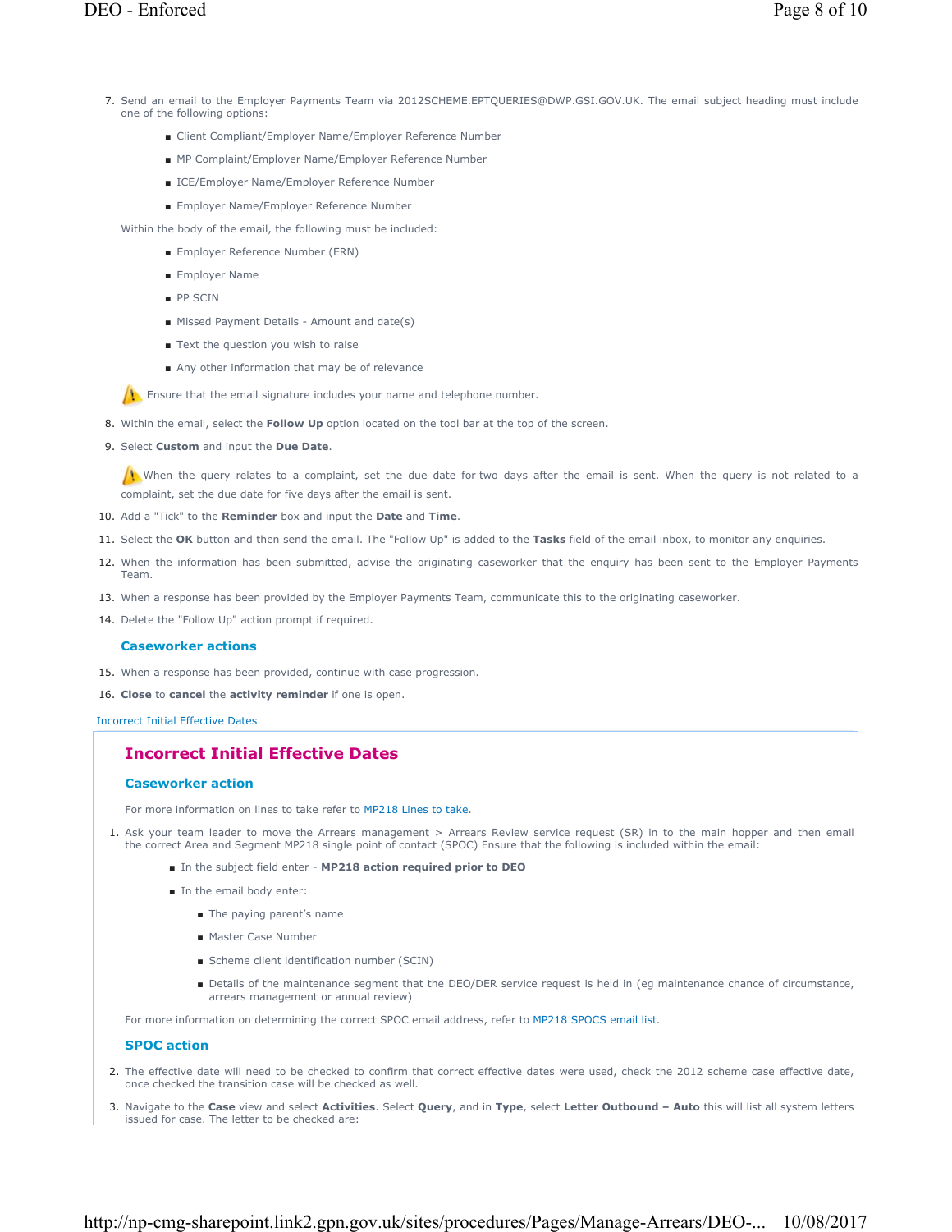7. Send an email to the Employer Payments Team via 2012SCHEME.EPTQUERIES@DWP.GSI.GOV.UK. The email subject heading must include one of the following options:

   - Client Compliant/Employer Name/Employer Reference Number
   - MP Complaint/Employer Name/Employer Reference Number
   - ICE/Employer Name/Employer Reference Number
   - Employer Name/Employer Reference Number

   Within the body of the email, the following must be included:

   - Employer Reference Number (ERN)
   - Employer Name
   - PP SCIN
   - Missed Payment Details - Amount and date(s)
   - Text the question you wish to raise
   - Any other information that may be of relevance

   Ensure that the email signature includes your name and telephone number.

8. Within the email, select the **Follow Up** option located on the tool bar at the top of the screen.
9. Select **Custom** and input the **Due Date**.

   When the query relates to a complaint, set the due date for two days after the email is sent. When the query is not related to a complaint, set the due date for five days after the email is sent.

10. Add a "Tick" to the **Reminder** box and input the **Date** and **Time**.
11. Select the **OK** button and then send the email. The "Follow Up" is added to the **Tasks** field of the email inbox, to monitor any enquiries.
12. When the information has been submitted, advise the originating caseworker that the enquiry has been sent to the Employer Payments Team.
13. When a response has been provided by the Employer Payments Team, communicate this to the originating caseworker.
14. Delete the "Follow Up" action prompt if required.

### Caseworker actions

15. When a response has been provided, continue with case progression.
16. **Close** to **cancel** the **activity reminder** if one is open.

Incorrect Initial Effective Dates

## Incorrect Initial Effective Dates

### Caseworker action

For more information on lines to take refer to MP218 Lines to take.

1. Ask your team leader to move the Arrears management > Arrears Review service request (SR) in to the main hopper and then email the correct Area and Segment MP218 single point of contact (SPOC) Ensure that the following is included within the email:

   - In the subject field enter - **MP218 action required prior to DEO**
   - In the email body enter:
     - The paying parent's name
     - Master Case Number
     - Scheme client identification number (SCIN)
     - Details of the maintenance segment that the DEO/DER service request is held in (eg maintenance chance of circumstance, arrears management or annual review)

For more information on determining the correct SPOC email address, refer to MP218 SPOCS email list.

### SPOC action

2. The effective date will need to be checked to confirm that correct effective dates were used, check the 2012 scheme case effective date, once checked the transition case will be checked as well.
3. Navigate to the **Case** view and select **Activities**. Select **Query**, and in **Type**, select **Letter Outbound – Auto** this will list all system letters issued for case. The letter to be checked are: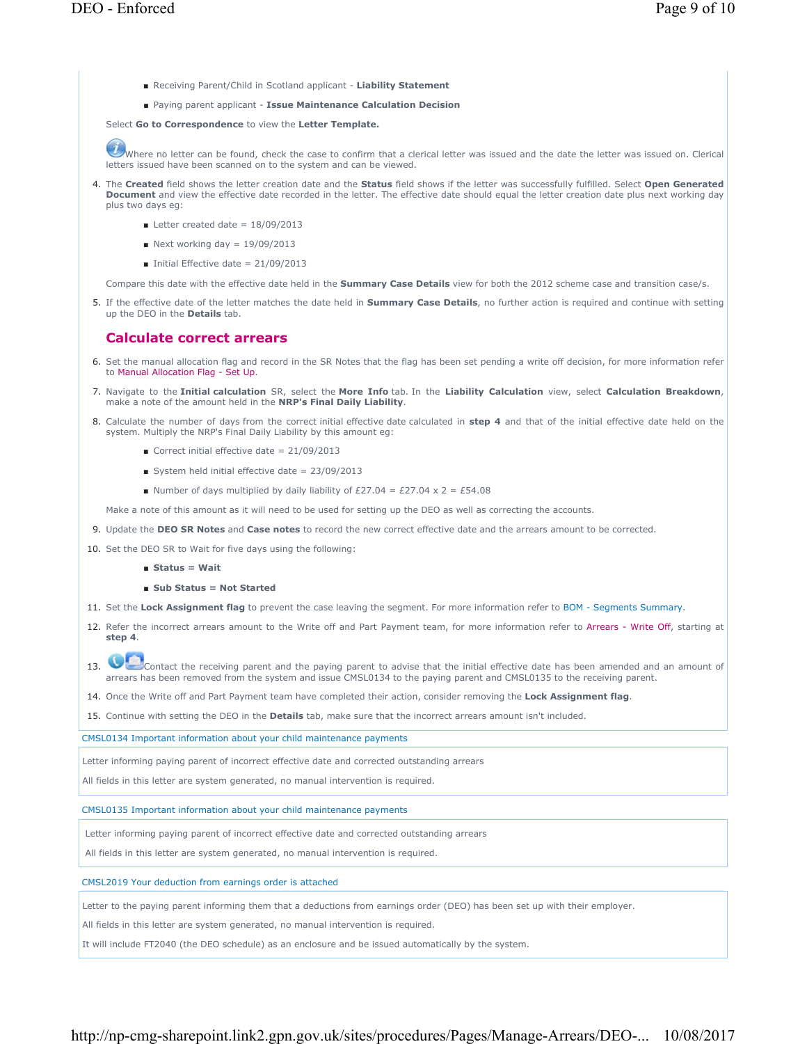- Receiving Parent/Child in Scotland applicant - **Liability Statement**
- Paying parent applicant - **Issue Maintenance Calculation Decision**

Select **Go to Correspondence** to view the **Letter Template.**

Where no letter can be found, check the case to confirm that a clerical letter was issued and the date the letter was issued on. Clerical letters issued have been scanned on to the system and can be viewed.

4. The **Created** field shows the letter creation date and the **Status** field shows if the letter was successfully fulfilled. Select **Open Generated Document** and view the effective date recorded in the letter. The effective date should equal the letter creation date plus next working day plus two days eg:
   - Letter created date = 18/09/2013
   - Next working day = 19/09/2013
   - Initial Effective date = 21/09/2013

   Compare this date with the effective date held in the **Summary Case Details** view for both the 2012 scheme case and transition case/s.
5. If the effective date of the letter matches the date held in **Summary Case Details**, no further action is required and continue with setting up the DEO in the **Details** tab.

## Calculate correct arrears

6. Set the manual allocation flag and record in the SR Notes that the flag has been set pending a write off decision, for more information refer to Manual Allocation Flag - Set Up.
7. Navigate to the **Initial calculation** SR, select the **More Info** tab. In the **Liability Calculation** view, select **Calculation Breakdown**, make a note of the amount held in the **NRP's Final Daily Liability**.
8. Calculate the number of days from the correct initial effective date calculated in **step 4** and that of the initial effective date held on the system. Multiply the NRP's Final Daily Liability by this amount eg:
   - Correct initial effective date = 21/09/2013
   - System held initial effective date = 23/09/2013
   - Number of days multiplied by daily liability of £27.04 = £27.04 x 2 = £54.08

   Make a note of this amount as it will need to be used for setting up the DEO as well as correcting the accounts.
9. Update the **DEO SR Notes** and **Case notes** to record the new correct effective date and the arrears amount to be corrected.
10. Set the DEO SR to Wait for five days using the following:
    - **Status = Wait**
    - **Sub Status = Not Started**
11. Set the **Lock Assignment flag** to prevent the case leaving the segment. For more information refer to BOM - Segments Summary.
12. Refer the incorrect arrears amount to the Write off and Part Payment team, for more information refer to Arrears - Write Off, starting at **step 4**.
13. Contact the receiving parent and the paying parent to advise that the initial effective date has been amended and an amount of arrears has been removed from the system and issue CMSL0134 to the paying parent and CMSL0135 to the receiving parent.
14. Once the Write off and Part Payment team have completed their action, consider removing the **Lock Assignment flag**.
15. Continue with setting the DEO in the **Details** tab, make sure that the incorrect arrears amount isn't included.

CMSL0134 Important information about your child maintenance payments

Letter informing paying parent of incorrect effective date and corrected outstanding arrears

All fields in this letter are system generated, no manual intervention is required.

CMSL0135 Important information about your child maintenance payments

Letter informing paying parent of incorrect effective date and corrected outstanding arrears

All fields in this letter are system generated, no manual intervention is required.

CMSL2019 Your deduction from earnings order is attached

Letter to the paying parent informing them that a deductions from earnings order (DEO) has been set up with their employer.

All fields in this letter are system generated, no manual intervention is required.

It will include FT2040 (the DEO schedule) as an enclosure and be issued automatically by the system.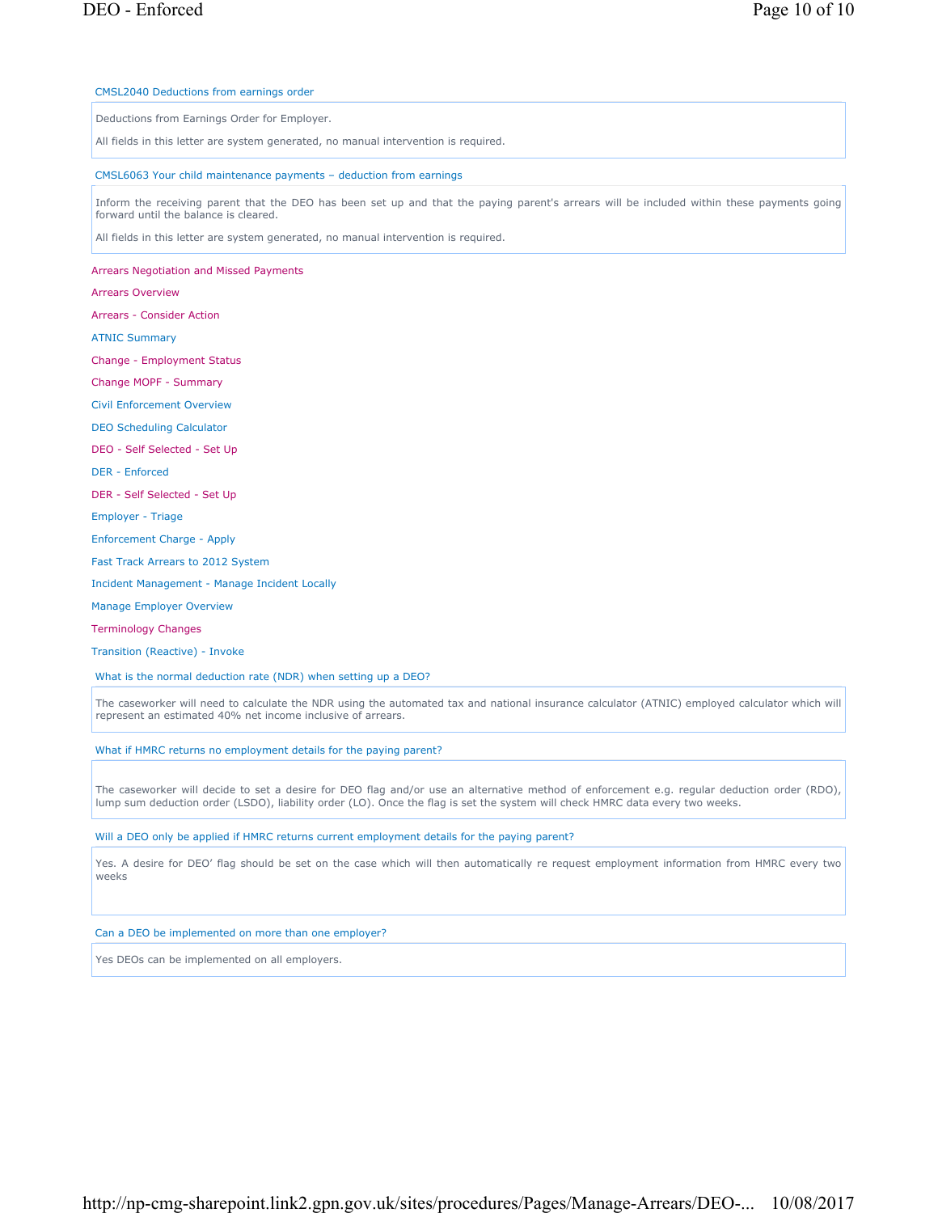### CMSL2040 Deductions from earnings order

Deductions from Earnings Order for Employer.

All fields in this letter are system generated, no manual intervention is required.

### CMSL6063 Your child maintenance payments – deduction from earnings

Inform the receiving parent that the DEO has been set up and that the paying parent's arrears will be included within these payments going forward until the balance is cleared.

All fields in this letter are system generated, no manual intervention is required.

Arrears Negotiation and Missed Payments

Arrears Overview

Arrears - Consider Action

ATNIC Summary

Change - Employment Status

Change MOPF - Summary

Civil Enforcement Overview

DEO Scheduling Calculator

DEO - Self Selected - Set Up

DER - Enforced

DER - Self Selected - Set Up

Employer - Triage

Enforcement Charge - Apply

Fast Track Arrears to 2012 System

Incident Management - Manage Incident Locally

Manage Employer Overview

Terminology Changes

Transition (Reactive) - Invoke

### What is the normal deduction rate (NDR) when setting up a DEO?

The caseworker will need to calculate the NDR using the automated tax and national insurance calculator (ATNIC) employed calculator which will represent an estimated 40% net income inclusive of arrears.

### What if HMRC returns no employment details for the paying parent?

The caseworker will decide to set a desire for DEO flag and/or use an alternative method of enforcement e.g. regular deduction order (RDO), lump sum deduction order (LSDO), liability order (LO). Once the flag is set the system will check HMRC data every two weeks.

### Will a DEO only be applied if HMRC returns current employment details for the paying parent?

Yes. A desire for DEO' flag should be set on the case which will then automatically re request employment information from HMRC every two weeks

### Can a DEO be implemented on more than one employer?

Yes DEOs can be implemented on all employers.